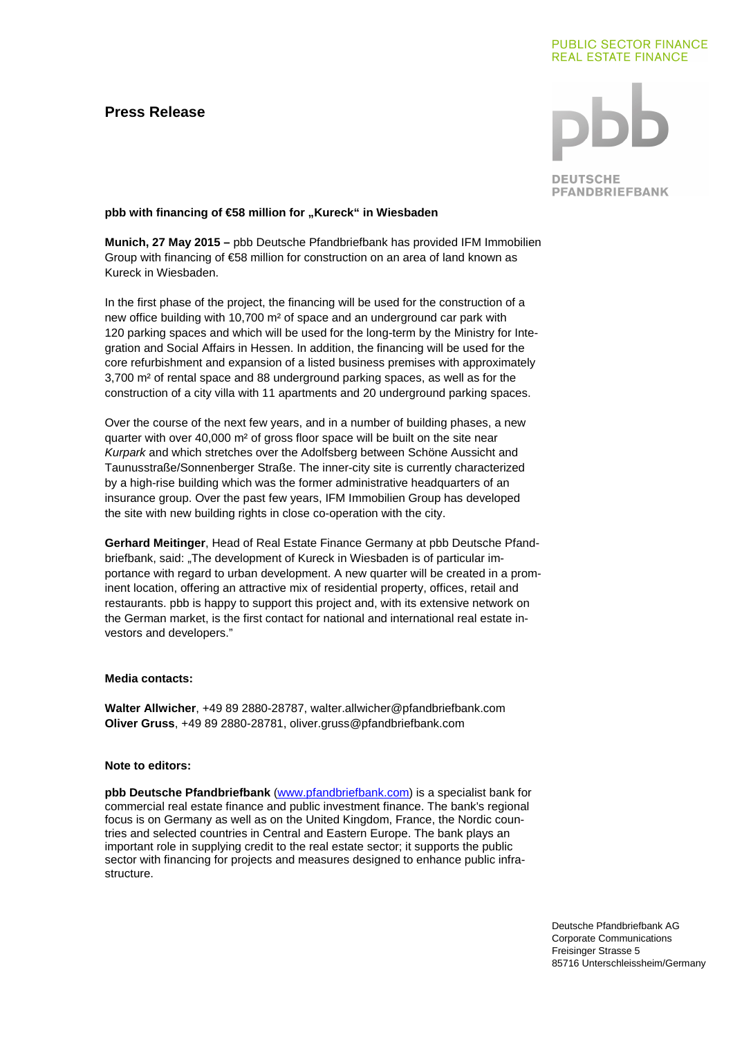PUBLIC SECTOR FINANCE
REAL ESTATE FINANCE

pbb DEUTSCHE PFANDBRIEFBANK

# Press Release

**pbb with financing of €58 million for „Kureck“ in Wiesbaden**

**Munich, 27 May 2015 –** pbb Deutsche Pfandbriefbank has provided IFM Immobilien Group with financing of €58 million for construction on an area of land known as Kureck in Wiesbaden.

In the first phase of the project, the financing will be used for the construction of a new office building with 10,700 m² of space and an underground car park with 120 parking spaces and which will be used for the long-term by the Ministry for Integration and Social Affairs in Hessen. In addition, the financing will be used for the core refurbishment and expansion of a listed business premises with approximately 3,700 m² of rental space and 88 underground parking spaces, as well as for the construction of a city villa with 11 apartments and 20 underground parking spaces.

Over the course of the next few years, and in a number of building phases, a new quarter with over 40,000 m² of gross floor space will be built on the site near *Kurpark* and which stretches over the Adolfsberg between Schöne Aussicht and Taunusstraße/Sonnenberger Straße. The inner-city site is currently characterized by a high-rise building which was the former administrative headquarters of an insurance group. Over the past few years, IFM Immobilien Group has developed the site with new building rights in close co-operation with the city.

**Gerhard Meitinger**, Head of Real Estate Finance Germany at pbb Deutsche Pfandbriefbank, said: „The development of Kureck in Wiesbaden is of particular importance with regard to urban development. A new quarter will be created in a prominent location, offering an attractive mix of residential property, offices, retail and restaurants. pbb is happy to support this project and, with its extensive network on the German market, is the first contact for national and international real estate investors and developers.”

**Media contacts:**

**Walter Allwicher**, +49 89 2880-28787, walter.allwicher@pfandbriefbank.com
**Oliver Gruss**, +49 89 2880-28781, oliver.gruss@pfandbriefbank.com

**Note to editors:**

**pbb Deutsche Pfandbriefbank** (www.pfandbriefbank.com) is a specialist bank for commercial real estate finance and public investment finance. The bank's regional focus is on Germany as well as on the United Kingdom, France, the Nordic countries and selected countries in Central and Eastern Europe. The bank plays an important role in supplying credit to the real estate sector; it supports the public sector with financing for projects and measures designed to enhance public infrastructure.

Deutsche Pfandbriefbank AG
Corporate Communications
Freisinger Strasse 5
85716 Unterschleissheim/Germany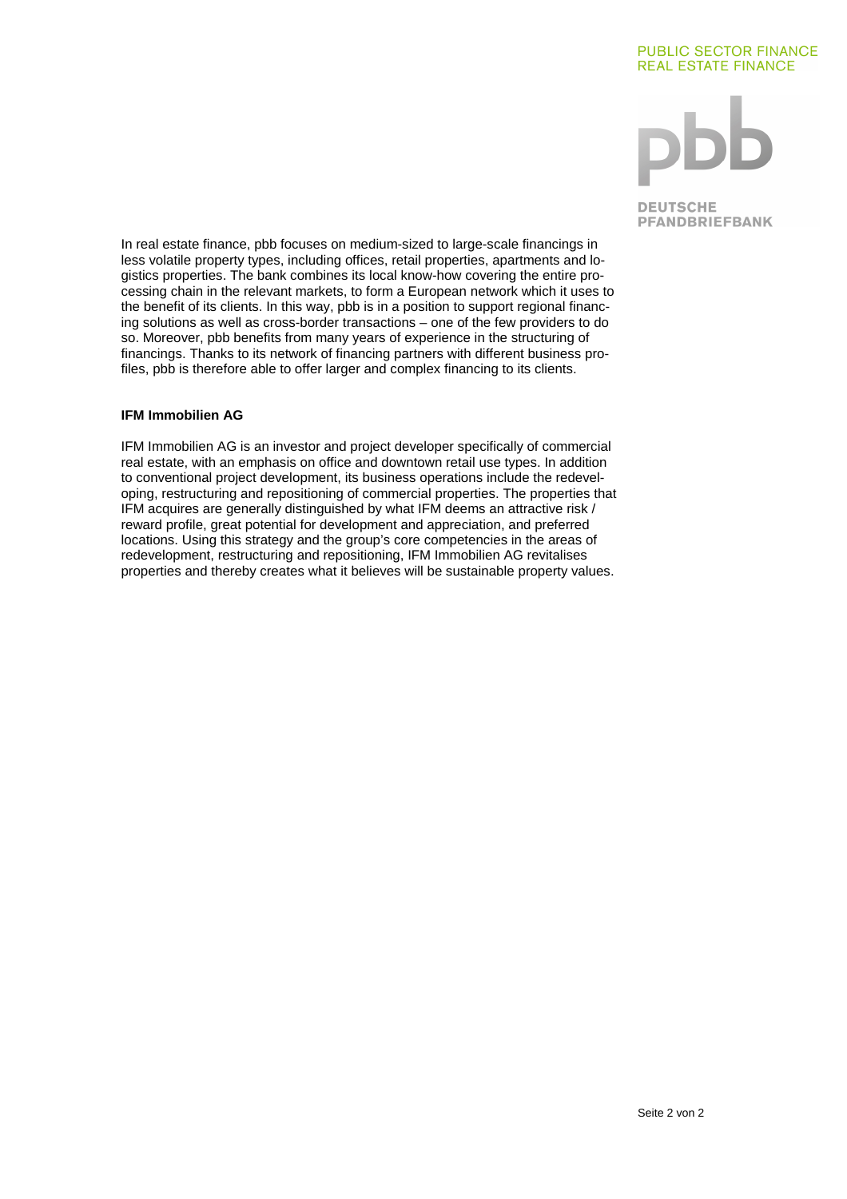In real estate finance, pbb focuses on medium-sized to large-scale financings in less volatile property types, including offices, retail properties, apartments and logistics properties. The bank combines its local know-how covering the entire processing chain in the relevant markets, to form a European network which it uses to the benefit of its clients. In this way, pbb is in a position to support regional financing solutions as well as cross-border transactions – one of the few providers to do so. Moreover, pbb benefits from many years of experience in the structuring of financings. Thanks to its network of financing partners with different business profiles, pbb is therefore able to offer larger and complex financing to its clients.

**IFM Immobilien AG**

IFM Immobilien AG is an investor and project developer specifically of commercial real estate, with an emphasis on office and downtown retail use types. In addition to conventional project development, its business operations include the redeveloping, restructuring and repositioning of commercial properties. The properties that IFM acquires are generally distinguished by what IFM deems an attractive risk / reward profile, great potential for development and appreciation, and preferred locations. Using this strategy and the group's core competencies in the areas of redevelopment, restructuring and repositioning, IFM Immobilien AG revitalises properties and thereby creates what it believes will be sustainable property values.